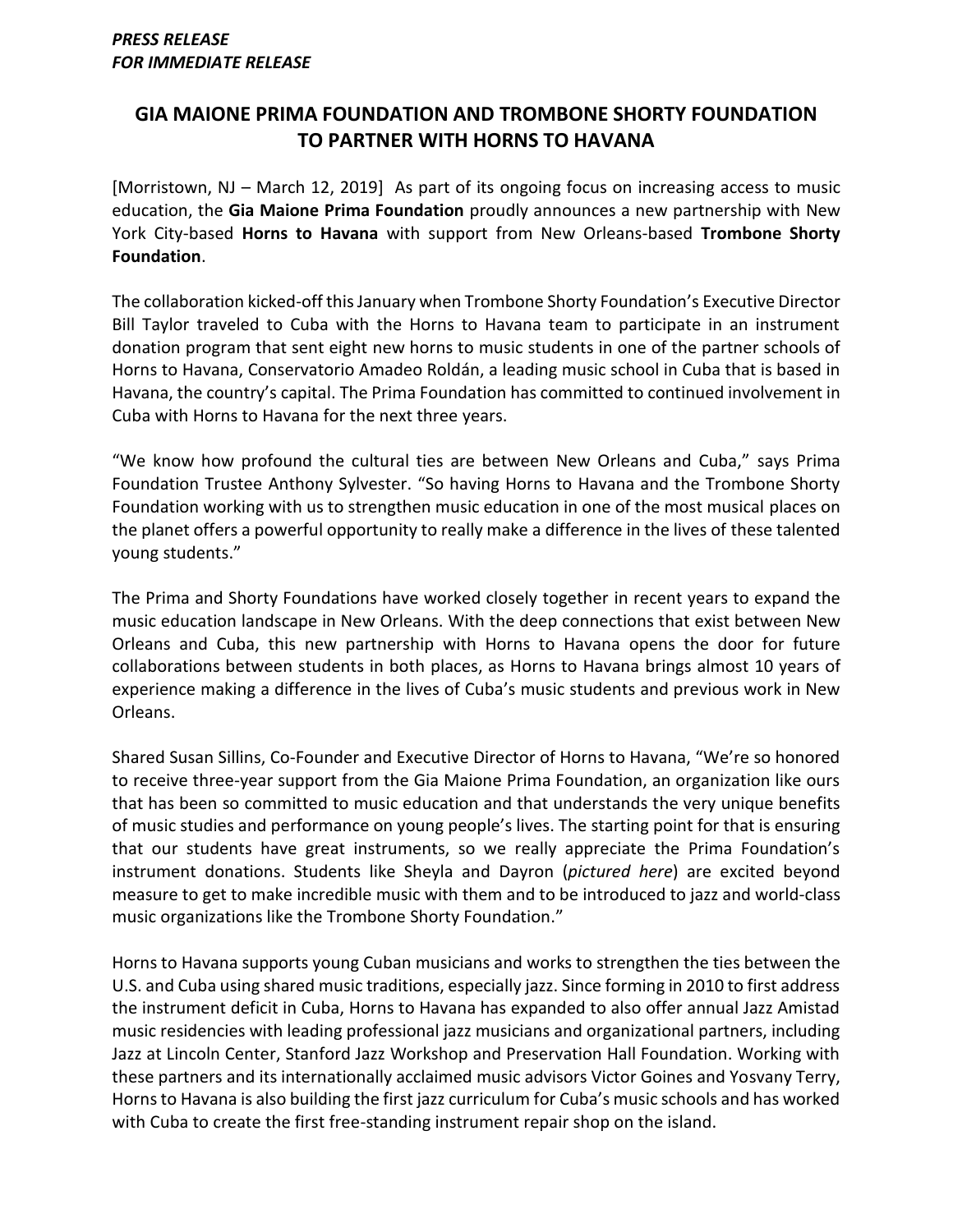***PRESS RELEASE***
***FOR IMMEDIATE RELEASE***

# GIA MAIONE PRIMA FOUNDATION AND TROMBONE SHORTY FOUNDATION TO PARTNER WITH HORNS TO HAVANA

[Morristown, NJ – March 12, 2019] As part of its ongoing focus on increasing access to music education, the **Gia Maione Prima Foundation** proudly announces a new partnership with New York City-based **Horns to Havana** with support from New Orleans-based **Trombone Shorty Foundation**.

The collaboration kicked-off this January when Trombone Shorty Foundation's Executive Director Bill Taylor traveled to Cuba with the Horns to Havana team to participate in an instrument donation program that sent eight new horns to music students in one of the partner schools of Horns to Havana, Conservatorio Amadeo Roldán, a leading music school in Cuba that is based in Havana, the country's capital. The Prima Foundation has committed to continued involvement in Cuba with Horns to Havana for the next three years.

"We know how profound the cultural ties are between New Orleans and Cuba," says Prima Foundation Trustee Anthony Sylvester. "So having Horns to Havana and the Trombone Shorty Foundation working with us to strengthen music education in one of the most musical places on the planet offers a powerful opportunity to really make a difference in the lives of these talented young students."

The Prima and Shorty Foundations have worked closely together in recent years to expand the music education landscape in New Orleans. With the deep connections that exist between New Orleans and Cuba, this new partnership with Horns to Havana opens the door for future collaborations between students in both places, as Horns to Havana brings almost 10 years of experience making a difference in the lives of Cuba's music students and previous work in New Orleans.

Shared Susan Sillins, Co-Founder and Executive Director of Horns to Havana, "We're so honored to receive three-year support from the Gia Maione Prima Foundation, an organization like ours that has been so committed to music education and that understands the very unique benefits of music studies and performance on young people's lives. The starting point for that is ensuring that our students have great instruments, so we really appreciate the Prima Foundation's instrument donations. Students like Sheyla and Dayron (*pictured here*) are excited beyond measure to get to make incredible music with them and to be introduced to jazz and world-class music organizations like the Trombone Shorty Foundation."

Horns to Havana supports young Cuban musicians and works to strengthen the ties between the U.S. and Cuba using shared music traditions, especially jazz. Since forming in 2010 to first address the instrument deficit in Cuba, Horns to Havana has expanded to also offer annual Jazz Amistad music residencies with leading professional jazz musicians and organizational partners, including Jazz at Lincoln Center, Stanford Jazz Workshop and Preservation Hall Foundation. Working with these partners and its internationally acclaimed music advisors Victor Goines and Yosvany Terry, Horns to Havana is also building the first jazz curriculum for Cuba's music schools and has worked with Cuba to create the first free-standing instrument repair shop on the island.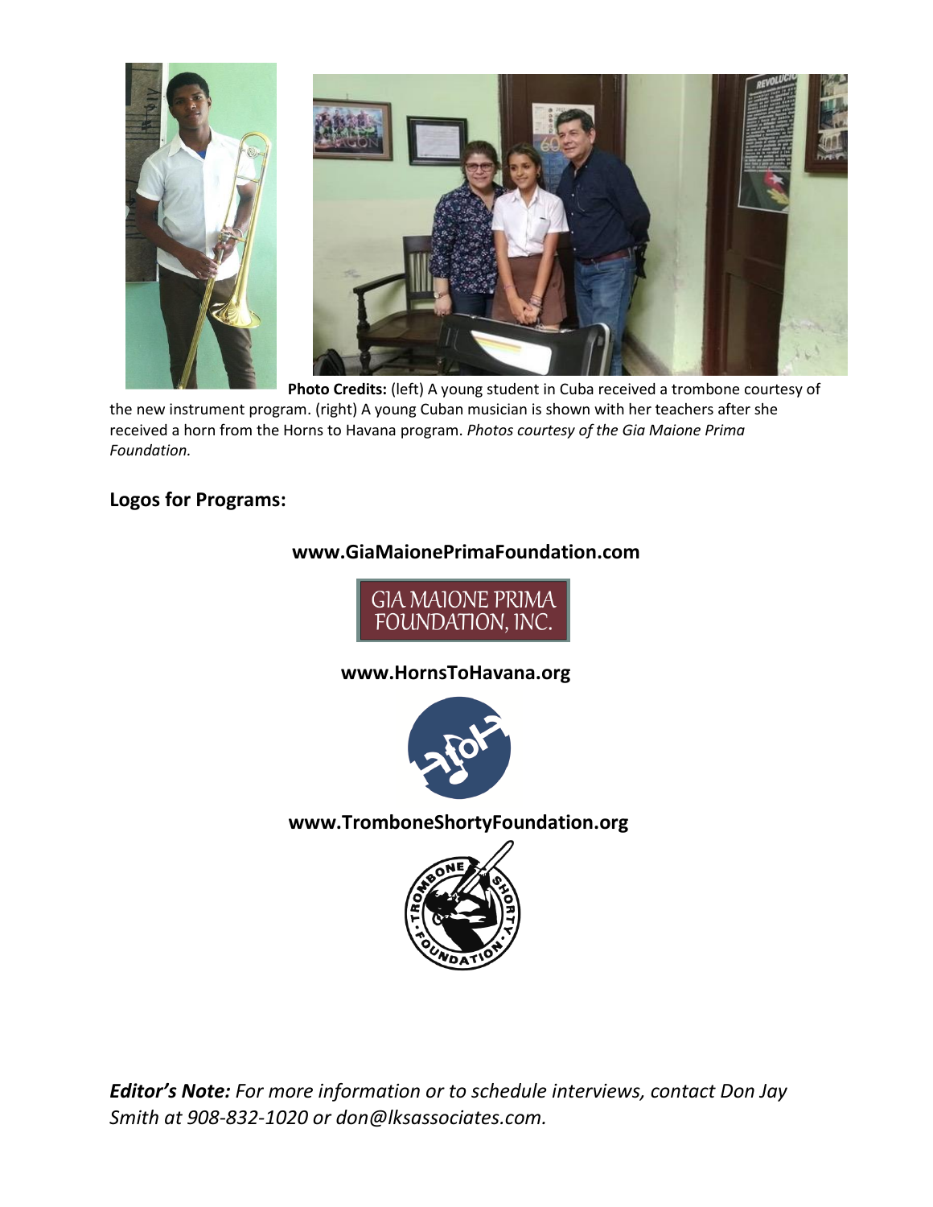**Photo Credits:** (left) A young student in Cuba received a trombone courtesy of the new instrument program. (right) A young Cuban musician is shown with her teachers after she received a horn from the Horns to Havana program. *Photos courtesy of the Gia Maione Prima Foundation.*

## Logos for Programs:

**www.GiaMaionePrimaFoundation.com**

GIA MAIONE PRIMA FOUNDATION, INC.

**www.HornsToHavana.org**

**www.TromboneShortyFoundation.org**

***Editor's Note:*** *For more information or to schedule interviews, contact Don Jay Smith at 908-832-1020 or don@lksassociates.com.*